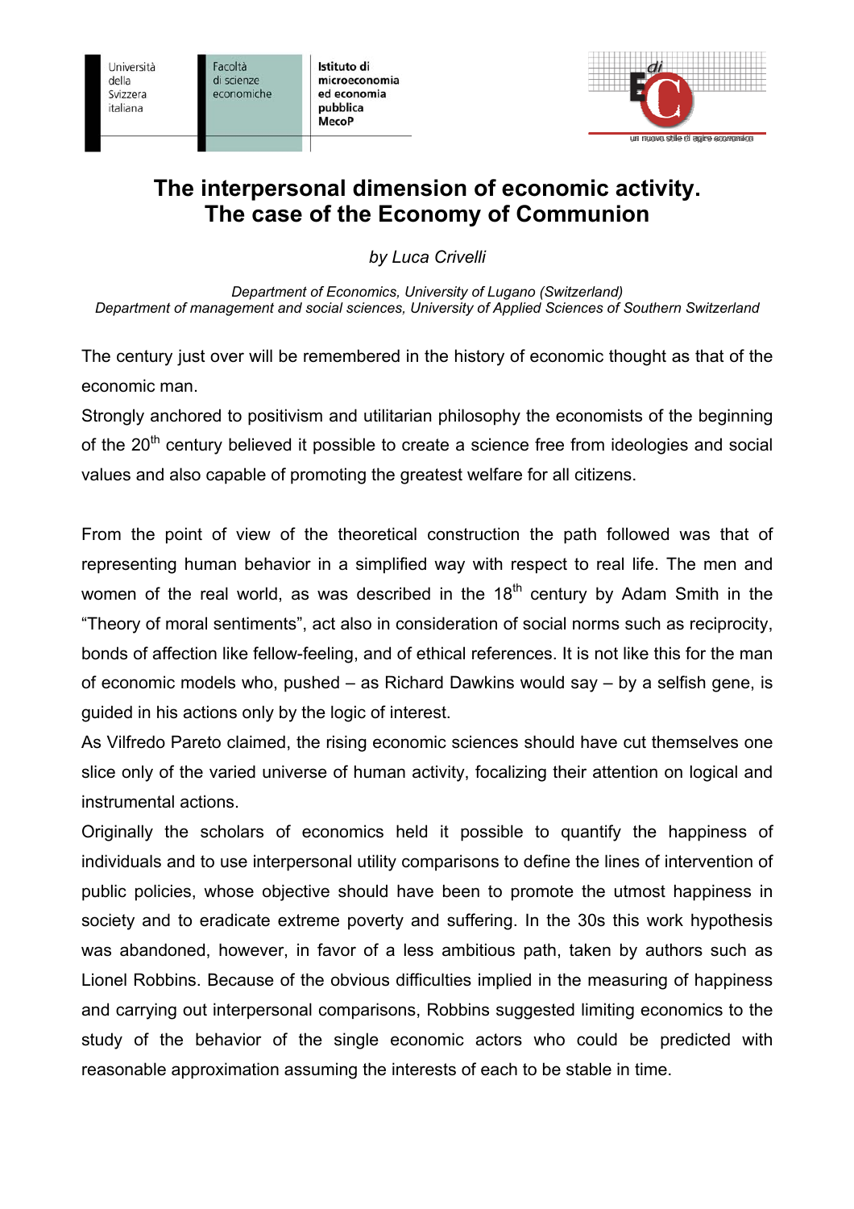Università della Svizzera italiana | Facoltà di scienze economiche | **Istituto di microeconomia ed economia pubblica MecoP**

# The interpersonal dimension of economic activity. The case of the Economy of Communion

*by Luca Crivelli*

*Department of Economics, University of Lugano (Switzerland)*
*Department of management and social sciences, University of Applied Sciences of Southern Switzerland*

The century just over will be remembered in the history of economic thought as that of the economic man.

Strongly anchored to positivism and utilitarian philosophy the economists of the beginning of the 20th century believed it possible to create a science free from ideologies and social values and also capable of promoting the greatest welfare for all citizens.

From the point of view of the theoretical construction the path followed was that of representing human behavior in a simplified way with respect to real life. The men and women of the real world, as was described in the 18th century by Adam Smith in the "Theory of moral sentiments", act also in consideration of social norms such as reciprocity, bonds of affection like fellow-feeling, and of ethical references. It is not like this for the man of economic models who, pushed – as Richard Dawkins would say – by a selfish gene, is guided in his actions only by the logic of interest.

As Vilfredo Pareto claimed, the rising economic sciences should have cut themselves one slice only of the varied universe of human activity, focalizing their attention on logical and instrumental actions.

Originally the scholars of economics held it possible to quantify the happiness of individuals and to use interpersonal utility comparisons to define the lines of intervention of public policies, whose objective should have been to promote the utmost happiness in society and to eradicate extreme poverty and suffering. In the 30s this work hypothesis was abandoned, however, in favor of a less ambitious path, taken by authors such as Lionel Robbins. Because of the obvious difficulties implied in the measuring of happiness and carrying out interpersonal comparisons, Robbins suggested limiting economics to the study of the behavior of the single economic actors who could be predicted with reasonable approximation assuming the interests of each to be stable in time.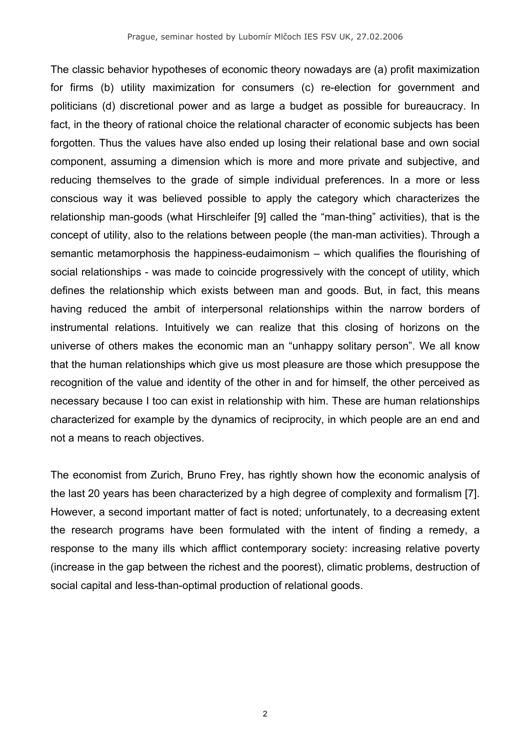The classic behavior hypotheses of economic theory nowadays are (a) profit maximization for firms (b) utility maximization for consumers (c) re-election for government and politicians (d) discretional power and as large a budget as possible for bureaucracy. In fact, in the theory of rational choice the relational character of economic subjects has been forgotten. Thus the values have also ended up losing their relational base and own social component, assuming a dimension which is more and more private and subjective, and reducing themselves to the grade of simple individual preferences. In a more or less conscious way it was believed possible to apply the category which characterizes the relationship man-goods (what Hirschleifer [9] called the "man-thing" activities), that is the concept of utility, also to the relations between people (the man-man activities). Through a semantic metamorphosis the happiness-eudaimonism – which qualifies the flourishing of social relationships - was made to coincide progressively with the concept of utility, which defines the relationship which exists between man and goods. But, in fact, this means having reduced the ambit of interpersonal relationships within the narrow borders of instrumental relations. Intuitively we can realize that this closing of horizons on the universe of others makes the economic man an "unhappy solitary person". We all know that the human relationships which give us most pleasure are those which presuppose the recognition of the value and identity of the other in and for himself, the other perceived as necessary because I too can exist in relationship with him. These are human relationships characterized for example by the dynamics of reciprocity, in which people are an end and not a means to reach objectives.

The economist from Zurich, Bruno Frey, has rightly shown how the economic analysis of the last 20 years has been characterized by a high degree of complexity and formalism [7]. However, a second important matter of fact is noted; unfortunately, to a decreasing extent the research programs have been formulated with the intent of finding a remedy, a response to the many ills which afflict contemporary society: increasing relative poverty (increase in the gap between the richest and the poorest), climatic problems, destruction of social capital and less-than-optimal production of relational goods.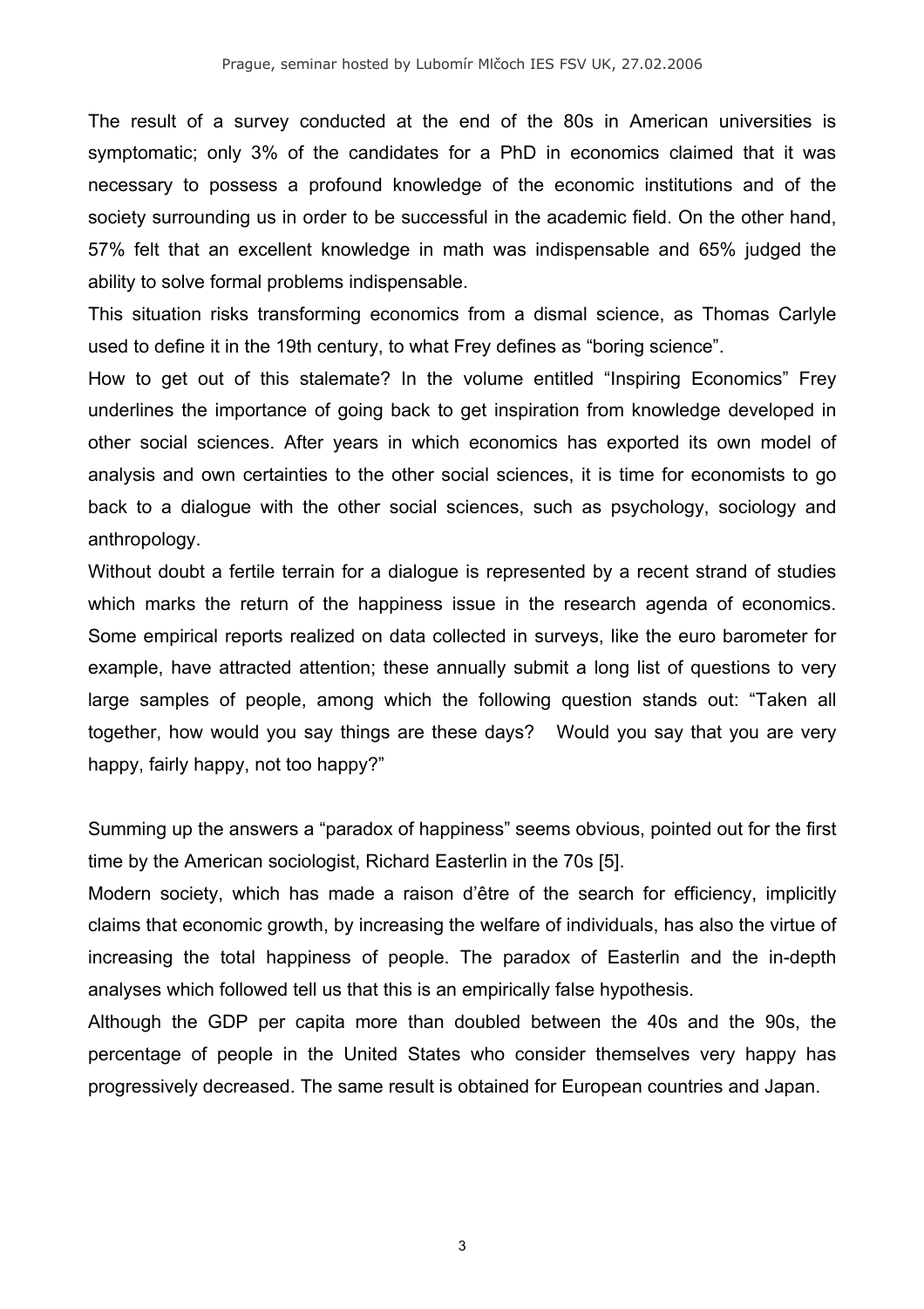The result of a survey conducted at the end of the 80s in American universities is symptomatic; only 3% of the candidates for a PhD in economics claimed that it was necessary to possess a profound knowledge of the economic institutions and of the society surrounding us in order to be successful in the academic field. On the other hand, 57% felt that an excellent knowledge in math was indispensable and 65% judged the ability to solve formal problems indispensable.

This situation risks transforming economics from a dismal science, as Thomas Carlyle used to define it in the 19th century, to what Frey defines as "boring science".

How to get out of this stalemate? In the volume entitled "Inspiring Economics" Frey underlines the importance of going back to get inspiration from knowledge developed in other social sciences. After years in which economics has exported its own model of analysis and own certainties to the other social sciences, it is time for economists to go back to a dialogue with the other social sciences, such as psychology, sociology and anthropology.

Without doubt a fertile terrain for a dialogue is represented by a recent strand of studies which marks the return of the happiness issue in the research agenda of economics. Some empirical reports realized on data collected in surveys, like the euro barometer for example, have attracted attention; these annually submit a long list of questions to very large samples of people, among which the following question stands out: "Taken all together, how would you say things are these days? Would you say that you are very happy, fairly happy, not too happy?"

Summing up the answers a "paradox of happiness" seems obvious, pointed out for the first time by the American sociologist, Richard Easterlin in the 70s [5].

Modern society, which has made a raison d'être of the search for efficiency, implicitly claims that economic growth, by increasing the welfare of individuals, has also the virtue of increasing the total happiness of people. The paradox of Easterlin and the in-depth analyses which followed tell us that this is an empirically false hypothesis.

Although the GDP per capita more than doubled between the 40s and the 90s, the percentage of people in the United States who consider themselves very happy has progressively decreased. The same result is obtained for European countries and Japan.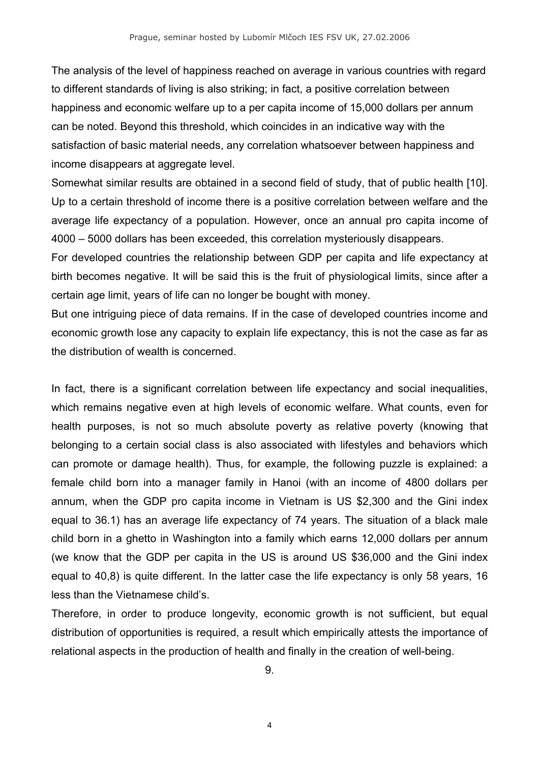The analysis of the level of happiness reached on average in various countries with regard to different standards of living is also striking; in fact, a positive correlation between happiness and economic welfare up to a per capita income of 15,000 dollars per annum can be noted. Beyond this threshold, which coincides in an indicative way with the satisfaction of basic material needs, any correlation whatsoever between happiness and income disappears at aggregate level.

Somewhat similar results are obtained in a second field of study, that of public health [10]. Up to a certain threshold of income there is a positive correlation between welfare and the average life expectancy of a population. However, once an annual pro capita income of 4000 – 5000 dollars has been exceeded, this correlation mysteriously disappears.

For developed countries the relationship between GDP per capita and life expectancy at birth becomes negative. It will be said this is the fruit of physiological limits, since after a certain age limit, years of life can no longer be bought with money.

But one intriguing piece of data remains. If in the case of developed countries income and economic growth lose any capacity to explain life expectancy, this is not the case as far as the distribution of wealth is concerned.

In fact, there is a significant correlation between life expectancy and social inequalities, which remains negative even at high levels of economic welfare. What counts, even for health purposes, is not so much absolute poverty as relative poverty (knowing that belonging to a certain social class is also associated with lifestyles and behaviors which can promote or damage health). Thus, for example, the following puzzle is explained: a female child born into a manager family in Hanoi (with an income of 4800 dollars per annum, when the GDP pro capita income in Vietnam is US $2,300 and the Gini index equal to 36.1) has an average life expectancy of 74 years. The situation of a black male child born in a ghetto in Washington into a family which earns 12,000 dollars per annum (we know that the GDP per capita in the US is around US $36,000 and the Gini index equal to 40,8) is quite different. In the latter case the life expectancy is only 58 years, 16 less than the Vietnamese child's.

Therefore, in order to produce longevity, economic growth is not sufficient, but equal distribution of opportunities is required, a result which empirically attests the importance of relational aspects in the production of health and finally in the creation of well-being.

9.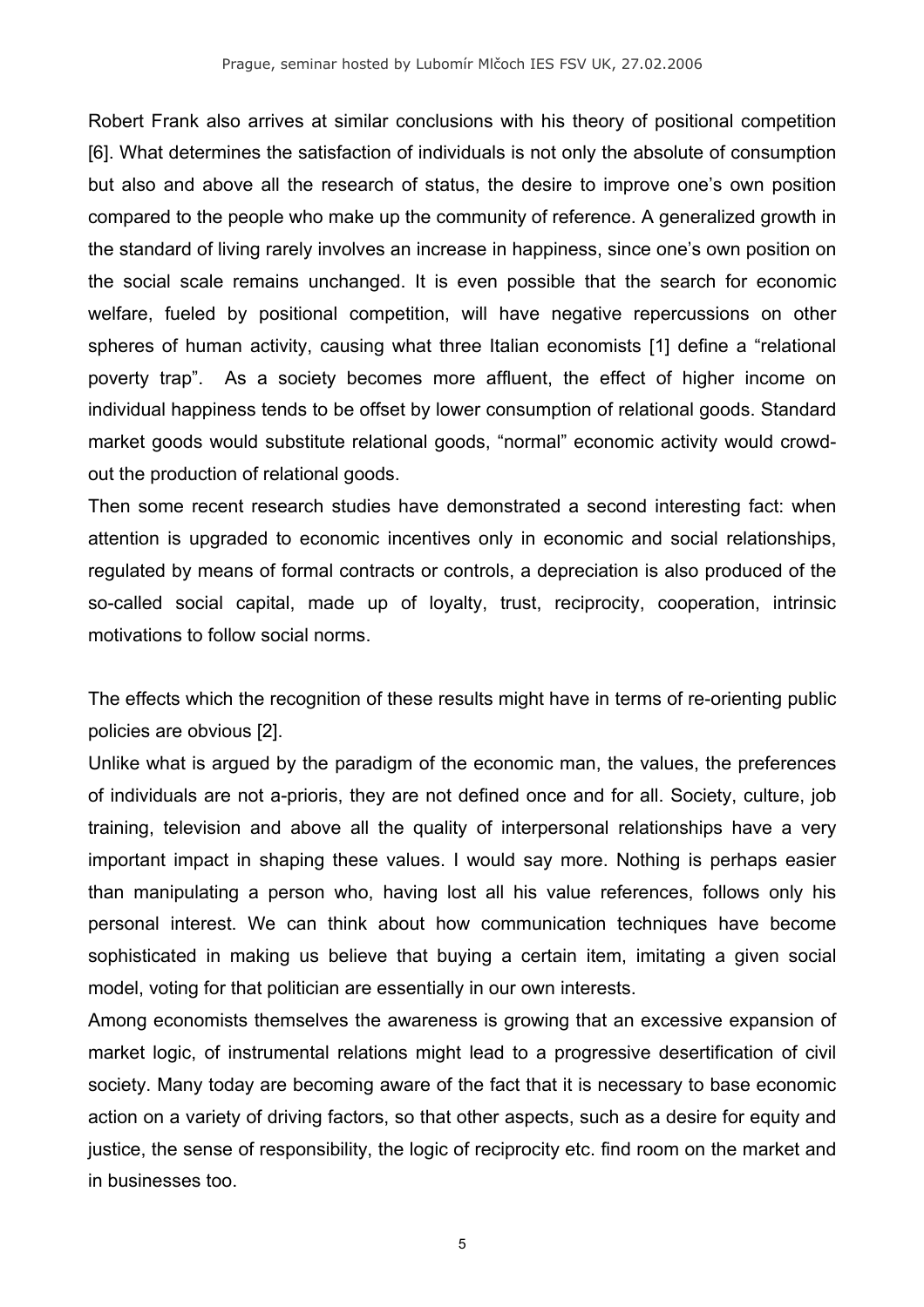Robert Frank also arrives at similar conclusions with his theory of positional competition [6]. What determines the satisfaction of individuals is not only the absolute of consumption but also and above all the research of status, the desire to improve one's own position compared to the people who make up the community of reference. A generalized growth in the standard of living rarely involves an increase in happiness, since one's own position on the social scale remains unchanged. It is even possible that the search for economic welfare, fueled by positional competition, will have negative repercussions on other spheres of human activity, causing what three Italian economists [1] define a "relational poverty trap". As a society becomes more affluent, the effect of higher income on individual happiness tends to be offset by lower consumption of relational goods. Standard market goods would substitute relational goods, "normal" economic activity would crowd-out the production of relational goods.

Then some recent research studies have demonstrated a second interesting fact: when attention is upgraded to economic incentives only in economic and social relationships, regulated by means of formal contracts or controls, a depreciation is also produced of the so-called social capital, made up of loyalty, trust, reciprocity, cooperation, intrinsic motivations to follow social norms.

The effects which the recognition of these results might have in terms of re-orienting public policies are obvious [2].

Unlike what is argued by the paradigm of the economic man, the values, the preferences of individuals are not a-prioris, they are not defined once and for all. Society, culture, job training, television and above all the quality of interpersonal relationships have a very important impact in shaping these values. I would say more. Nothing is perhaps easier than manipulating a person who, having lost all his value references, follows only his personal interest. We can think about how communication techniques have become sophisticated in making us believe that buying a certain item, imitating a given social model, voting for that politician are essentially in our own interests.

Among economists themselves the awareness is growing that an excessive expansion of market logic, of instrumental relations might lead to a progressive desertification of civil society. Many today are becoming aware of the fact that it is necessary to base economic action on a variety of driving factors, so that other aspects, such as a desire for equity and justice, the sense of responsibility, the logic of reciprocity etc. find room on the market and in businesses too.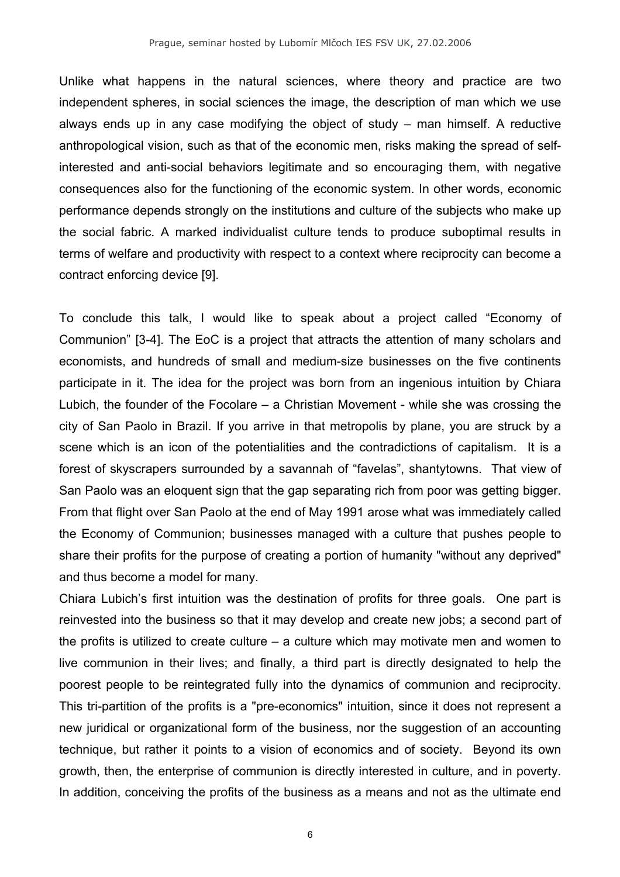Unlike what happens in the natural sciences, where theory and practice are two independent spheres, in social sciences the image, the description of man which we use always ends up in any case modifying the object of study – man himself. A reductive anthropological vision, such as that of the economic men, risks making the spread of self-interested and anti-social behaviors legitimate and so encouraging them, with negative consequences also for the functioning of the economic system. In other words, economic performance depends strongly on the institutions and culture of the subjects who make up the social fabric. A marked individualist culture tends to produce suboptimal results in terms of welfare and productivity with respect to a context where reciprocity can become a contract enforcing device [9].

To conclude this talk, I would like to speak about a project called "Economy of Communion" [3-4]. The EoC is a project that attracts the attention of many scholars and economists, and hundreds of small and medium-size businesses on the five continents participate in it. The idea for the project was born from an ingenious intuition by Chiara Lubich, the founder of the Focolare – a Christian Movement - while she was crossing the city of San Paolo in Brazil. If you arrive in that metropolis by plane, you are struck by a scene which is an icon of the potentialities and the contradictions of capitalism. It is a forest of skyscrapers surrounded by a savannah of "favelas", shantytowns. That view of San Paolo was an eloquent sign that the gap separating rich from poor was getting bigger. From that flight over San Paolo at the end of May 1991 arose what was immediately called the Economy of Communion; businesses managed with a culture that pushes people to share their profits for the purpose of creating a portion of humanity "without any deprived" and thus become a model for many.

Chiara Lubich's first intuition was the destination of profits for three goals. One part is reinvested into the business so that it may develop and create new jobs; a second part of the profits is utilized to create culture – a culture which may motivate men and women to live communion in their lives; and finally, a third part is directly designated to help the poorest people to be reintegrated fully into the dynamics of communion and reciprocity. This tri-partition of the profits is a "pre-economics" intuition, since it does not represent a new juridical or organizational form of the business, nor the suggestion of an accounting technique, but rather it points to a vision of economics and of society. Beyond its own growth, then, the enterprise of communion is directly interested in culture, and in poverty. In addition, conceiving the profits of the business as a means and not as the ultimate end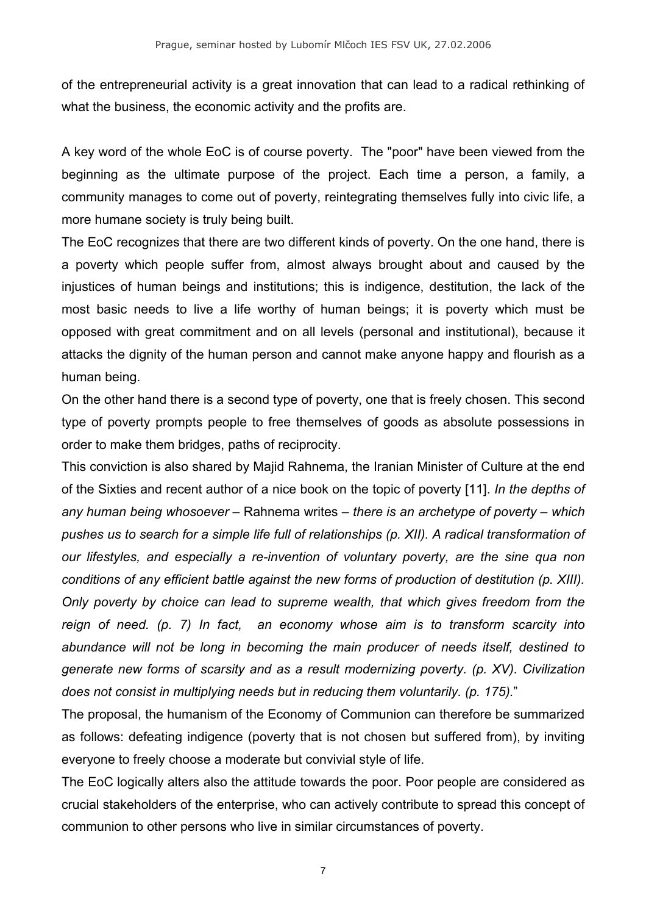of the entrepreneurial activity is a great innovation that can lead to a radical rethinking of what the business, the economic activity and the profits are.

A key word of the whole EoC is of course poverty. The "poor" have been viewed from the beginning as the ultimate purpose of the project. Each time a person, a family, a community manages to come out of poverty, reintegrating themselves fully into civic life, a more humane society is truly being built.

The EoC recognizes that there are two different kinds of poverty. On the one hand, there is a poverty which people suffer from, almost always brought about and caused by the injustices of human beings and institutions; this is indigence, destitution, the lack of the most basic needs to live a life worthy of human beings; it is poverty which must be opposed with great commitment and on all levels (personal and institutional), because it attacks the dignity of the human person and cannot make anyone happy and flourish as a human being.

On the other hand there is a second type of poverty, one that is freely chosen. This second type of poverty prompts people to free themselves of goods as absolute possessions in order to make them bridges, paths of reciprocity.

This conviction is also shared by Majid Rahnema, the Iranian Minister of Culture at the end of the Sixties and recent author of a nice book on the topic of poverty [11]. *In the depths of any human being whosoever* – Rahnema writes – *there is an archetype of poverty – which pushes us to search for a simple life full of relationships (p. XII). A radical transformation of our lifestyles, and especially a re-invention of voluntary poverty, are the sine qua non conditions of any efficient battle against the new forms of production of destitution (p. XIII). Only poverty by choice can lead to supreme wealth, that which gives freedom from the reign of need. (p. 7) In fact, an economy whose aim is to transform scarcity into abundance will not be long in becoming the main producer of needs itself, destined to generate new forms of scarsity and as a result modernizing poverty. (p. XV). Civilization does not consist in multiplying needs but in reducing them voluntarily. (p. 175).*"

The proposal, the humanism of the Economy of Communion can therefore be summarized as follows: defeating indigence (poverty that is not chosen but suffered from), by inviting everyone to freely choose a moderate but convivial style of life.

The EoC logically alters also the attitude towards the poor. Poor people are considered as crucial stakeholders of the enterprise, who can actively contribute to spread this concept of communion to other persons who live in similar circumstances of poverty.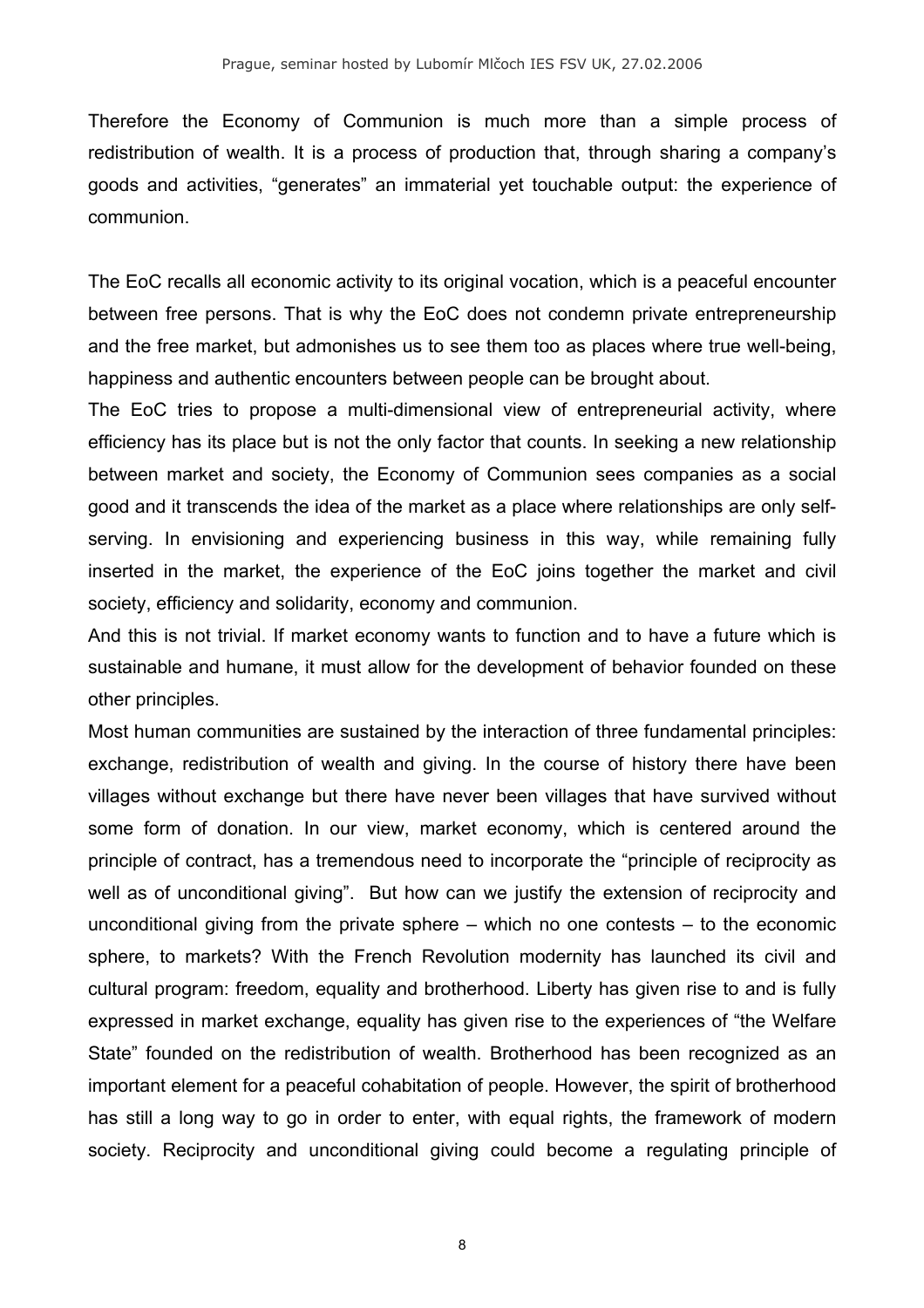Therefore the Economy of Communion is much more than a simple process of redistribution of wealth. It is a process of production that, through sharing a company's goods and activities, "generates" an immaterial yet touchable output: the experience of communion.

The EoC recalls all economic activity to its original vocation, which is a peaceful encounter between free persons. That is why the EoC does not condemn private entrepreneurship and the free market, but admonishes us to see them too as places where true well-being, happiness and authentic encounters between people can be brought about.

The EoC tries to propose a multi-dimensional view of entrepreneurial activity, where efficiency has its place but is not the only factor that counts. In seeking a new relationship between market and society, the Economy of Communion sees companies as a social good and it transcends the idea of the market as a place where relationships are only self-serving. In envisioning and experiencing business in this way, while remaining fully inserted in the market, the experience of the EoC joins together the market and civil society, efficiency and solidarity, economy and communion.

And this is not trivial. If market economy wants to function and to have a future which is sustainable and humane, it must allow for the development of behavior founded on these other principles.

Most human communities are sustained by the interaction of three fundamental principles: exchange, redistribution of wealth and giving. In the course of history there have been villages without exchange but there have never been villages that have survived without some form of donation. In our view, market economy, which is centered around the principle of contract, has a tremendous need to incorporate the "principle of reciprocity as well as of unconditional giving". But how can we justify the extension of reciprocity and unconditional giving from the private sphere – which no one contests – to the economic sphere, to markets? With the French Revolution modernity has launched its civil and cultural program: freedom, equality and brotherhood. Liberty has given rise to and is fully expressed in market exchange, equality has given rise to the experiences of "the Welfare State" founded on the redistribution of wealth. Brotherhood has been recognized as an important element for a peaceful cohabitation of people. However, the spirit of brotherhood has still a long way to go in order to enter, with equal rights, the framework of modern society. Reciprocity and unconditional giving could become a regulating principle of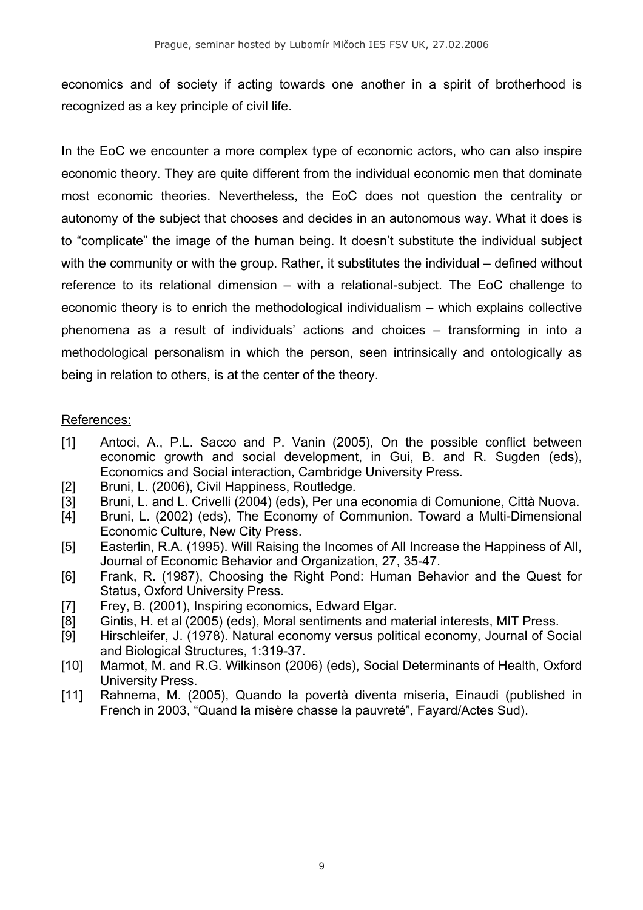economics and of society if acting towards one another in a spirit of brotherhood is recognized as a key principle of civil life.

In the EoC we encounter a more complex type of economic actors, who can also inspire economic theory. They are quite different from the individual economic men that dominate most economic theories. Nevertheless, the EoC does not question the centrality or autonomy of the subject that chooses and decides in an autonomous way. What it does is to "complicate" the image of the human being. It doesn't substitute the individual subject with the community or with the group. Rather, it substitutes the individual – defined without reference to its relational dimension – with a relational-subject. The EoC challenge to economic theory is to enrich the methodological individualism – which explains collective phenomena as a result of individuals' actions and choices – transforming in into a methodological personalism in which the person, seen intrinsically and ontologically as being in relation to others, is at the center of the theory.

References:

[1] Antoci, A., P.L. Sacco and P. Vanin (2005), On the possible conflict between economic growth and social development, in Gui, B. and R. Sugden (eds), Economics and Social interaction, Cambridge University Press.

[2] Bruni, L. (2006), Civil Happiness, Routledge.

[3] Bruni, L. and L. Crivelli (2004) (eds), Per una economia di Comunione, Città Nuova.

[4] Bruni, L. (2002) (eds), The Economy of Communion. Toward a Multi-Dimensional Economic Culture, New City Press.

[5] Easterlin, R.A. (1995). Will Raising the Incomes of All Increase the Happiness of All, Journal of Economic Behavior and Organization, 27, 35-47.

[6] Frank, R. (1987), Choosing the Right Pond: Human Behavior and the Quest for Status, Oxford University Press.

[7] Frey, B. (2001), Inspiring economics, Edward Elgar.

[8] Gintis, H. et al (2005) (eds), Moral sentiments and material interests, MIT Press.

[9] Hirschleifer, J. (1978). Natural economy versus political economy, Journal of Social and Biological Structures, 1:319-37.

[10] Marmot, M. and R.G. Wilkinson (2006) (eds), Social Determinants of Health, Oxford University Press.

[11] Rahnema, M. (2005), Quando la povertà diventa miseria, Einaudi (published in French in 2003, "Quand la misère chasse la pauvreté", Fayard/Actes Sud).